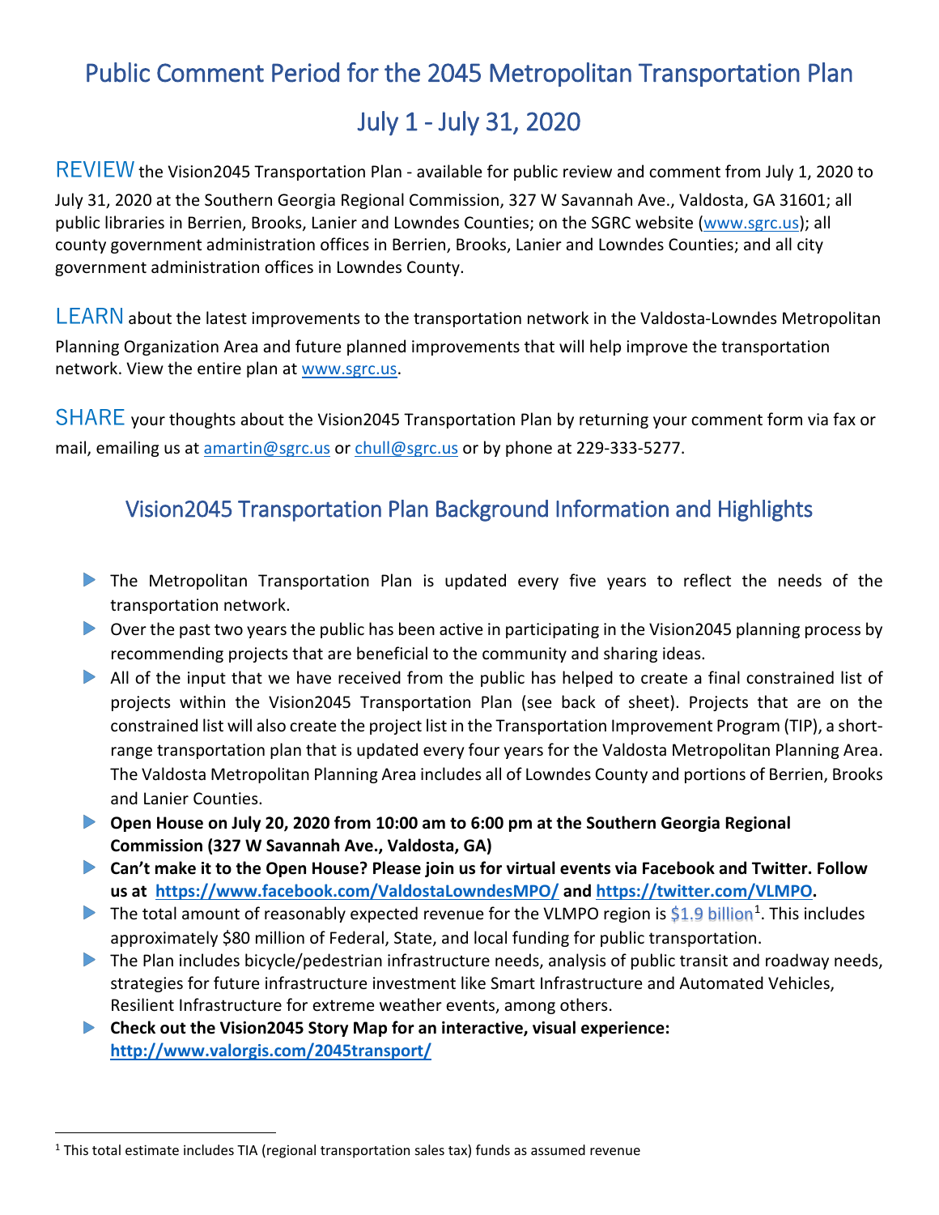# Public Comment Period for the 2045 Metropolitan Transportation Plan

# July 1 - July 31, 2020

REVIEW the Vision2045 Transportation Plan - available for public review and comment from July 1, 2020 to July 31, 2020 at the Southern Georgia Regional Commission, 327 W Savannah Ave., Valdosta, GA 31601; all public libraries in Berrien, Brooks, Lanier and Lowndes Counties; on the SGRC website (www.sgrc.us); all county government administration offices in Berrien, Brooks, Lanier and Lowndes Counties; and all city government administration offices in Lowndes County.

LEARN about the latest improvements to the transportation network in the Valdosta-Lowndes Metropolitan Planning Organization Area and future planned improvements that will help improve the transportation network. View the entire plan at www.sgrc.us.

SHARE your thoughts about the Vision2045 Transportation Plan by returning your comment form via fax or mail, emailing us at amartin@sgrc.us or chull@sgrc.us or by phone at 229-333-5277.

## Vision2045 Transportation Plan Background Information and Highlights

- The Metropolitan Transportation Plan is updated every five years to reflect the needs of the transportation network.
- Over the past two years the public has been active in participating in the Vision2045 planning process by recommending projects that are beneficial to the community and sharing ideas.
- All of the input that we have received from the public has helped to create a final constrained list of projects within the Vision2045 Transportation Plan (see back of sheet). Projects that are on the constrained list will also create the project list in the Transportation Improvement Program (TIP), a short-range transportation plan that is updated every four years for the Valdosta Metropolitan Planning Area. The Valdosta Metropolitan Planning Area includes all of Lowndes County and portions of Berrien, Brooks and Lanier Counties.
- **Open House on July 20, 2020 from 10:00 am to 6:00 pm at the Southern Georgia Regional Commission (327 W Savannah Ave., Valdosta, GA)**
- **Can't make it to the Open House? Please join us for virtual events via Facebook and Twitter. Follow us at https://www.facebook.com/ValdostaLowndesMPO/ and https://twitter.com/VLMPO.**
- The total amount of reasonably expected revenue for the VLMPO region is $1.9 billion[1]. This includes approximately $80 million of Federal, State, and local funding for public transportation.
- The Plan includes bicycle/pedestrian infrastructure needs, analysis of public transit and roadway needs, strategies for future infrastructure investment like Smart Infrastructure and Automated Vehicles, Resilient Infrastructure for extreme weather events, among others.
- **Check out the Vision2045 Story Map for an interactive, visual experience: http://www.valorgis.com/2045transport/**

[1] This total estimate includes TIA (regional transportation sales tax) funds as assumed revenue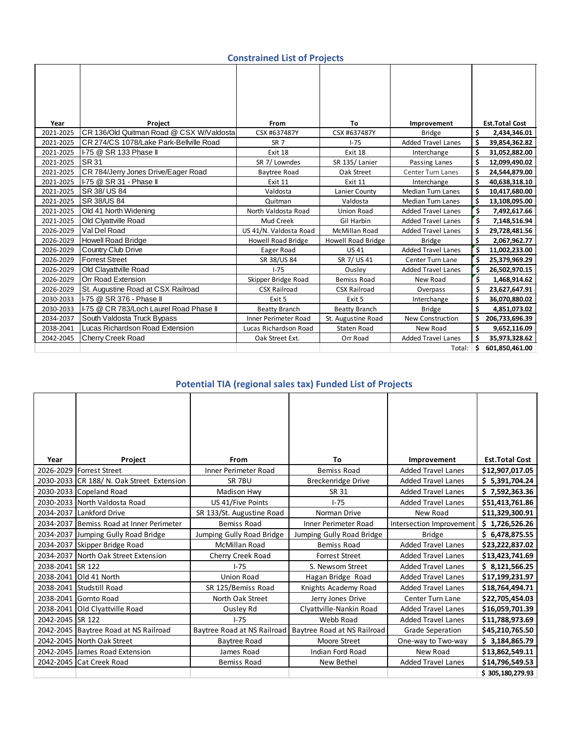## Constrained List of Projects

| Year | Project | From | To | Improvement | Est.Total Cost |
|---|---|---|---|---|---|
| 2021-2025 | CR 136/Old Quitman Road @ CSX W/Valdosta | CSX #637487Y | CSX #637487Y | Bridge | $ 2,434,346.01 |
| 2021-2025 | CR 274/CS 1078/Lake Park-Bellville Road | SR 7 | I-75 | Added Travel Lanes | $ 39,854,362.82 |
| 2021-2025 | I-75 @ SR 133 Phase II | Exit 18 | Exit 18 | Interchange | $ 31,052,882.00 |
| 2021-2025 | SR 31 | SR 7/ Lowndes | SR 135/ Lanier | Passing Lanes | $ 12,099,490.02 |
| 2021-2025 | CR 784/Jerry Jones Drive/Eager Road | Baytree Road | Oak Street | Center Turn Lanes | $ 24,544,879.00 |
| 2021-2025 | I-75 @ SR 31 - Phase II | Exit 11 | Exit 11 | Interchange | $ 40,638,318.10 |
| 2021-2025 | SR 38/ US 84 | Valdosta | Lanier County | Median Turn Lanes | $ 10,417,680.00 |
| 2021-2025 | SR 38/US 84 | Quitman | Valdosta | Median Turn Lanes | $ 13,108,095.00 |
| 2021-2025 | Old 41 North Widening | North Valdosta Road | Union Road | Added Travel Lanes | $ 7,492,617.66 |
| 2021-2025 | Old Clyattville Road | Mud Creek | Gil Harbin | Added Travel Lanes | $ 7,148,516.94 |
| 2026-2029 | Val Del Road | US 41/N. Valdosta Road | McMillan Road | Added Travel Lanes | $ 29,728,481.56 |
| 2026-2029 | Howell Road Bridge | Howell Road Bridge | Howell Road Bridge | Bridge | $ 2,067,962.77 |
| 2026-2029 | Country Club Drive | Eagar Road | US 41 | Added Travel Lanes | $ 11,002,233.00 |
| 2026-2029 | Forrest Street | SR 38/US 84 | SR 7/ US 41 | Center Turn Lane | $ 25,379,969.29 |
| 2026-2029 | Old Clayattville Road | I-75 | Ousley | Added Travel Lanes | $ 26,502,970.15 |
| 2026-2029 | Orr Road Extension | Skipper Bridge Road | Bemiss Road | New Road | $ 1,468,914.62 |
| 2026-2029 | St. Augustine Road at CSX Railroad | CSX Railroad | CSX Railroad | Overpass | $ 23,627,647.91 |
| 2030-2033 | I-75 @ SR 376 - Phase II | Exit 5 | Exit 5 | Interchange | $ 36,070,880.02 |
| 2030-2033 | I-75 @ CR 783/Loch Laurel Road Phase II | Beatty Branch | Beatty Branch | Bridge | $ 4,851,073.02 |
| 2034-2037 | South Valdosta Truck Bypass | Inner Perimeter Road | St. Augustine Road | New Construction | $ 206,733,696.39 |
| 2038-2041 | Lucas Richardson Road Extension | Lucas Richardson Road | Staten Road | New Road | $ 9,652,116.09 |
| 2042-2045 | Cherry Creek Road | Oak Street Ext. | Orr Road | Added Travel Lanes | $ 35,973,328.62 |
| | | | | Total: | $ 601,850,461.00 |

## Potential TIA (regional sales tax) Funded List of Projects

| Year | Project | From | To | Improvement | Est.Total Cost |
|---|---|---|---|---|---|
| 2026-2029 | Forrest Street | Inner Perimeter Road | Bemiss Road | Added Travel Lanes | $12,907,017.05 |
| 2030-2033 | CR 188/ N. Oak Street Extension | SR 7BU | Breckenridge Drive | Added Travel Lanes | $ 5,391,704.24 |
| 2030-2033 | Copeland Road | Madison Hwy | SR 31 | Added Travel Lanes | $ 7,592,363.36 |
| 2030-2033 | North Valdosta Road | US 41/Five Points | I-75 | Added Travel Lanes | $51,413,761.86 |
| 2034-2037 | Lankford Drive | SR 133/St. Augustine Road | Norman Drive | New Road | $11,329,300.91 |
| 2034-2037 | Bemiss Road at Inner Perimeter | Bemiss Road | Inner Perimeter Road | Intersection Improvement | $ 1,726,526.26 |
| 2034-2037 | Jumping Gully Road Bridge | Jumping Gully Road Bridge | Jumping Gully Road Bridge | Bridge | $ 6,478,875.55 |
| 2034-2037 | Skipper Bridge Road | McMillan Road | Bemiss Road | Added Travel Lanes | $23,222,837.02 |
| 2034-2037 | North Oak Street Extension | Cherry Creek Road | Forrest Street | Added Travel Lanes | $13,423,741.69 |
| 2038-2041 | SR 122 | I-75 | S. Newsom Street | Added Travel Lanes | $ 8,121,566.25 |
| 2038-2041 | Old 41 North | Union Road | Hagan Bridge Road | Added Travel Lanes | $17,199,231.97 |
| 2038-2041 | Studstill Road | SR 125/Bemiss Road | Knights Academy Road | Added Travel Lanes | $18,764,494.71 |
| 2038-2041 | Gornto Road | North Oak Street | Jerry Jones Drive | Center Turn Lane | $22,705,454.03 |
| 2038-2041 | Old Clyattville Road | Ousley Rd | Clyattville-Nankin Road | Added Travel Lanes | $16,059,701.39 |
| 2042-2045 | SR 122 | I-75 | Webb Road | Added Travel Lanes | $11,788,973.69 |
| 2042-2045 | Baytree Road at NS Railroad | Baytree Road at NS Railroad | Baytree Road at NS Railroad | Grade Seperation | $45,210,765.50 |
| 2042-2045 | North Oak Street | Baytree Road | Moore Street | One-way to Two-way | $ 3,184,865.79 |
| 2042-2045 | James Road Extension | James Road | Indian Ford Road | New Road | $13,862,549.11 |
| 2042-2045 | Cat Creek Road | Bemiss Road | New Bethel | Added Travel Lanes | $14,796,549.53 |
| | | | | | $ 305,180,279.93 |